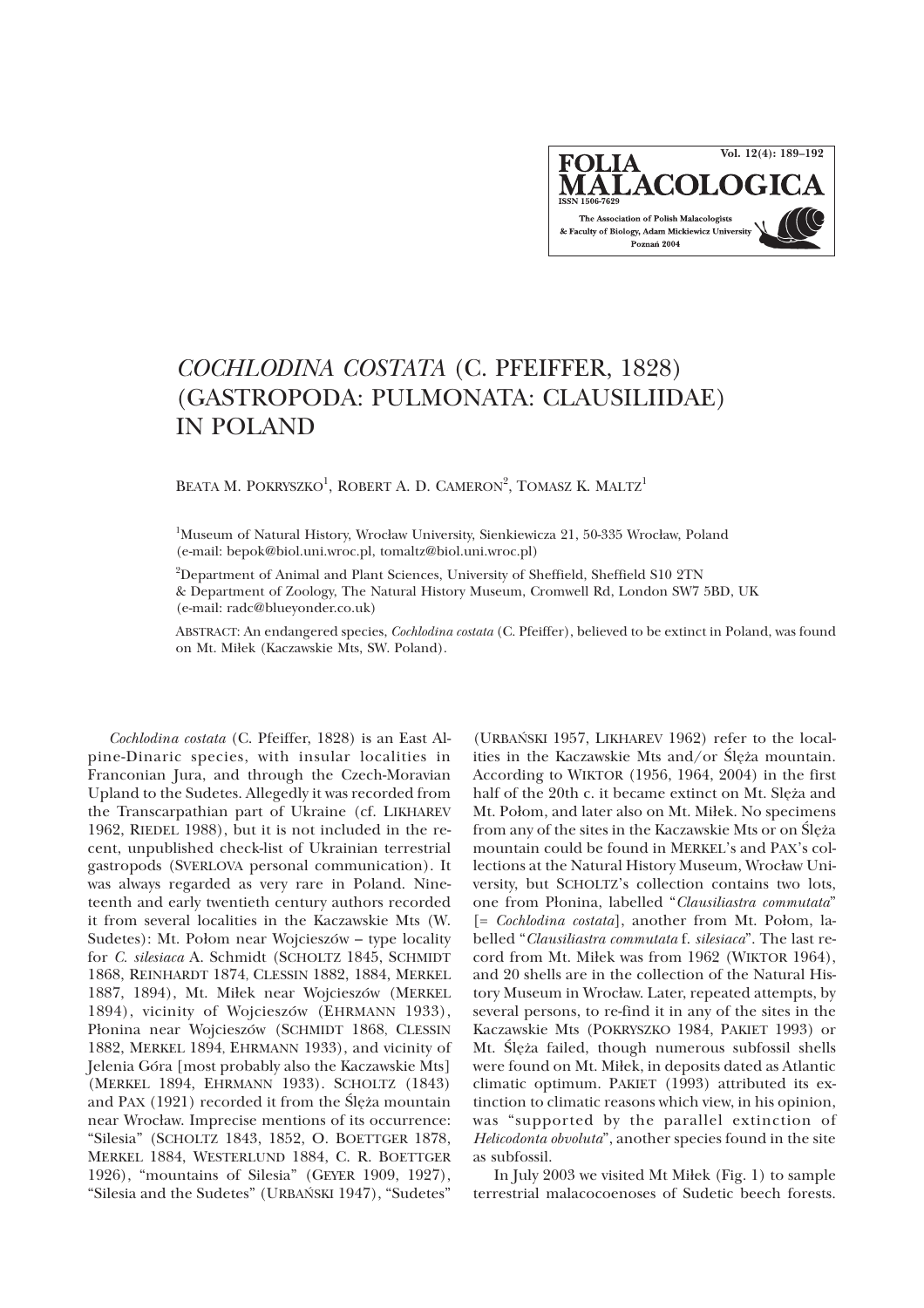# *COCHLODINA COSTATA* (C. PFEIFFER, 1828) (GASTROPODA: PULMONATA: CLAUSILIIDAE) IN POLAND

BEATA M. POKRYSZKO[1], ROBERT A. D. CAMERON[2], TOMASZ K. MALTZ[1]

[1]Museum of Natural History, Wrocław University, Sienkiewicza 21, 50-335 Wrocław, Poland (e-mail: bepok@biol.uni.wroc.pl, tomaltz@biol.uni.wroc.pl)

[2]Department of Animal and Plant Sciences, University of Sheffield, Sheffield S10 2TN & Department of Zoology, The Natural History Museum, Cromwell Rd, London SW7 5BD, UK (e-mail: radc@blueyonder.co.uk)

ABSTRACT: An endangered species, *Cochlodina costata* (C. Pfeiffer), believed to be extinct in Poland, was found on Mt. Miłek (Kaczawskie Mts, SW. Poland).

*Cochlodina costata* (C. Pfeiffer, 1828) is an East Alpine-Dinaric species, with insular localities in Franconian Jura, and through the Czech-Moravian Upland to the Sudetes. Allegedly it was recorded from the Transcarpathian part of Ukraine (cf. LIKHAREV 1962, RIEDEL 1988), but it is not included in the recent, unpublished check-list of Ukrainian terrestrial gastropods (SVERLOVA personal communication). It was always regarded as very rare in Poland. Nineteenth and early twentieth century authors recorded it from several localities in the Kaczawskie Mts (W. Sudetes): Mt. Połom near Wojcieszów – type locality for *C. silesiaca* A. Schmidt (SCHOLTZ 1845, SCHMIDT 1868, REINHARDT 1874, CLESSIN 1882, 1884, MERKEL 1887, 1894), Mt. Miłek near Wojcieszów (MERKEL 1894), vicinity of Wojcieszów (EHRMANN 1933), Płonina near Wojcieszów (SCHMIDT 1868, CLESSIN 1882, MERKEL 1894, EHRMANN 1933), and vicinity of Jelenia Góra [most probably also the Kaczawskie Mts] (MERKEL 1894, EHRMANN 1933). SCHOLTZ (1843) and PAX (1921) recorded it from the Ślęża mountain near Wrocław. Imprecise mentions of its occurrence: "Silesia" (SCHOLTZ 1843, 1852, O. BOETTGER 1878, MERKEL 1884, WESTERLUND 1884, C. R. BOETTGER 1926), "mountains of Silesia" (GEYER 1909, 1927), "Silesia and the Sudetes" (URBAŃSKI 1947), "Sudetes" (URBAŃSKI 1957, LIKHAREV 1962) refer to the localities in the Kaczawskie Mts and/or Ślęża mountain. According to WIKTOR (1956, 1964, 2004) in the first half of the 20th c. it became extinct on Mt. Slęża and Mt. Połom, and later also on Mt. Miłek. No specimens from any of the sites in the Kaczawskie Mts or on Ślęża mountain could be found in MERKEL's and PAX's collections at the Natural History Museum, Wrocław University, but SCHOLTZ's collection contains two lots, one from Płonina, labelled "*Clausiliastra commutata*" [= *Cochlodina costata*], another from Mt. Połom, labelled "*Clausiliastra commutata* f. *silesiaca*". The last record from Mt. Miłek was from 1962 (WIKTOR 1964), and 20 shells are in the collection of the Natural History Museum in Wrocław. Later, repeated attempts, by several persons, to re-find it in any of the sites in the Kaczawskie Mts (POKRYSZKO 1984, PAKIET 1993) or Mt. Ślęża failed, though numerous subfossil shells were found on Mt. Miłek, in deposits dated as Atlantic climatic optimum. PAKIET (1993) attributed its extinction to climatic reasons which view, in his opinion, was "supported by the parallel extinction of *Helicodonta obvoluta*", another species found in the site as subfossil.

In July 2003 we visited Mt Miłek (Fig. 1) to sample terrestrial malacocoenoses of Sudetic beech forests.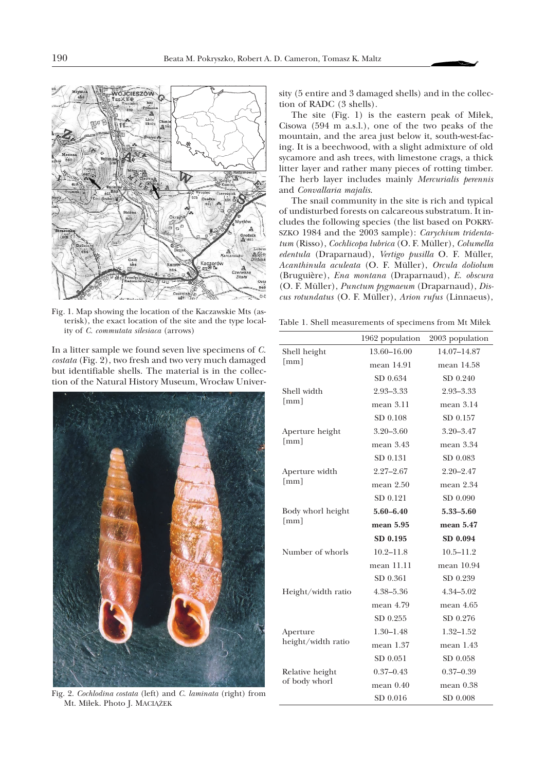Fig. 1. Map showing the location of the Kaczawskie Mts (asterisk), the exact location of the site and the type locality of *C. commutata silesiaca* (arrows)

In a litter sample we found seven live specimens of *C. costata* (Fig. 2), two fresh and two very much damaged but identifiable shells. The material is in the collection of the Natural History Museum, Wrocław University (5 entire and 3 damaged shells) and in the collection of RADC (3 shells).

Fig. 2. *Cochlodina costata* (left) and *C. laminata* (right) from Mt. Miłek. Photo J. MACIĄŻEK

The site (Fig. 1) is the eastern peak of Miłek, Cisowa (594 m a.s.l.), one of the two peaks of the mountain, and the area just below it, south-west-facing. It is a beechwood, with a slight admixture of old sycamore and ash trees, with limestone crags, a thick litter layer and rather many pieces of rotting timber. The herb layer includes mainly *Mercurialis perennis* and *Convallaria majalis*.

The snail community in the site is rich and typical of undisturbed forests on calcareous substratum. It includes the following species (the list based on POKRYSZKO 1984 and the 2003 sample): *Carychium tridentatum* (Risso), *Cochlicopa lubrica* (O. F. Müller), *Columella edentula* (Draparnaud), *Vertigo pusilla* O. F. Müller, *Acanthinula aculeata* (O. F. Müller), *Orcula doliolum* (Bruguière), *Ena montana* (Draparnaud), *E. obscura* (O. F. Müller), *Punctum pygmaeum* (Draparnaud), *Discus rotundatus* (O. F. Müller), *Arion rufus* (Linnaeus),

Table 1. Shell measurements of specimens from Mt Miłek

| | 1962 population | 2003 population |
|---|---|---|
| Shell height [mm] | 13.60–16.00 | 14.07–14.87 |
| | mean 14.91 | mean 14.58 |
| | SD 0.634 | SD 0.240 |
| Shell width [mm] | 2.93–3.33 | 2.93–3.33 |
| | mean 3.11 | mean 3.14 |
| | SD 0.108 | SD 0.157 |
| Aperture height [mm] | 3.20–3.60 | 3.20–3.47 |
| | mean 3.43 | mean 3.34 |
| | SD 0.131 | SD 0.083 |
| Aperture width [mm] | 2.27–2.67 | 2.20–2.47 |
| | mean 2.50 | mean 2.34 |
| | SD 0.121 | SD 0.090 |
| Body whorl height [mm] | **5.60–6.40** | **5.33–5.60** |
| | **mean 5.95** | **mean 5.47** |
| | **SD 0.195** | **SD 0.094** |
| Number of whorls | 10.2–11.8 | 10.5–11.2 |
| | mean 11.11 | mean 10.94 |
| | SD 0.361 | SD 0.239 |
| Height/width ratio | 4.38–5.36 | 4.34–5.02 |
| | mean 4.79 | mean 4.65 |
| | SD 0.255 | SD 0.276 |
| Aperture height/width ratio | 1.30–1.48 | 1.32–1.52 |
| | mean 1.37 | mean 1.43 |
| | SD 0.051 | SD 0.058 |
| Relative height of body whorl | 0.37–0.43 | 0.37–0.39 |
| | mean 0.40 | mean 0.38 |
| | SD 0.016 | SD 0.008 |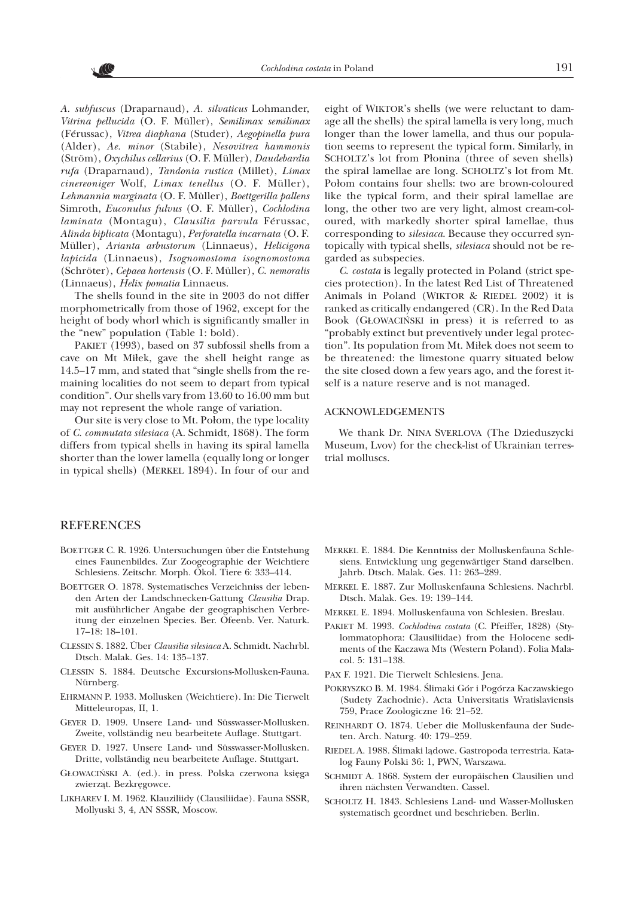*A. subfuscus* (Draparnaud), *A. silvaticus* Lohmander, *Vitrina pellucida* (O. F. Müller), *Semilimax semilimax* (Férussac), *Vitrea diaphana* (Studer), *Aegopinella pura* (Alder), *Ae. minor* (Stabile), *Nesovitrea hammonis* (Ström), *Oxychilus cellarius* (O. F. Müller), *Daudebardia rufa* (Draparnaud), *Tandonia rustica* (Millet), *Limax cinereoniger* Wolf, *Limax tenellus* (O. F. Müller), *Lehmannia marginata* (O. F. Müller), *Boettgerilla pallens* Simroth, *Euconulus fulvus* (O. F. Müller), *Cochlodina laminata* (Montagu), *Clausilia parvula* Férussac, *Alinda biplicata* (Montagu), *Perforatella incarnata* (O. F. Müller), *Arianta arbustorum* (Linnaeus), *Helicigona lapicida* (Linnaeus), *Isognomostoma isognomostoma* (Schröter), *Cepaea hortensis* (O. F. Müller), *C. nemoralis* (Linnaeus), *Helix pomatia* Linnaeus.

The shells found in the site in 2003 do not differ morphometrically from those of 1962, except for the height of body whorl which is significantly smaller in the "new" population (Table 1: bold).

PAKIET (1993), based on 37 subfossil shells from a cave on Mt Miłek, gave the shell height range as 14.5–17 mm, and stated that "single shells from the remaining localities do not seem to depart from typical condition". Our shells vary from 13.60 to 16.00 mm but may not represent the whole range of variation.

Our site is very close to Mt. Połom, the type locality of *C. commutata silesiaca* (A. Schmidt, 1868). The form differs from typical shells in having its spiral lamella shorter than the lower lamella (equally long or longer in typical shells) (MERKEL 1894). In four of our and eight of WIKTOR's shells (we were reluctant to damage all the shells) the spiral lamella is very long, much longer than the lower lamella, and thus our population seems to represent the typical form. Similarly, in SCHOLTZ's lot from Płonina (three of seven shells) the spiral lamellae are long. SCHOLTZ's lot from Mt. Połom contains four shells: two are brown-coloured like the typical form, and their spiral lamellae are long, the other two are very light, almost cream-coloured, with markedly shorter spiral lamellae, thus corresponding to *silesiaca*. Because they occurred syntopically with typical shells, *silesiaca* should not be regarded as subspecies.

*C. costata* is legally protected in Poland (strict species protection). In the latest Red List of Threatened Animals in Poland (WIKTOR & RIEDEL 2002) it is ranked as critically endangered (CR). In the Red Data Book (GŁOWACIŃSKI in press) it is referred to as "probably extinct but preventively under legal protection". Its population from Mt. Miłek does not seem to be threatened: the limestone quarry situated below the site closed down a few years ago, and the forest itself is a nature reserve and is not managed.

## ACKNOWLEDGEMENTS

We thank Dr. NINA SVERLOVA (The Dzieduszycki Museum, Lvov) for the check-list of Ukrainian terrestrial molluscs.

## REFERENCES

BOETTGER C. R. 1926. Untersuchungen über die Entstehung eines Faunenbildes. Zur Zoogeographie der Weichtiere Schlesiens. Zeitschr. Morph. Ökol. Tiere 6: 333–414.

BOETTGER O. 1878. Systematisches Verzeichniss der lebenden Arten der Landschnecken-Gattung *Clausilia* Drap. mit ausführlicher Angabe der geographischen Verbreitung der einzelnen Species. Ber. Ofeenb. Ver. Naturk. 17–18: 18–101.

CLESSIN S. 1882. Über *Clausilia silesiaca* A. Schmidt. Nachrbl. Dtsch. Malak. Ges. 14: 135–137.

CLESSIN S. 1884. Deutsche Excursions-Mollusken-Fauna. Nürnberg.

EHRMANN P. 1933. Mollusken (Weichtiere). In: Die Tierwelt Mitteleuropas, II, 1.

GEYER D. 1909. Unsere Land- und Süsswasser-Mollusken. Zweite, vollständig neu bearbeitete Auflage. Stuttgart.

GEYER D. 1927. Unsere Land- und Süsswasser-Mollusken. Dritte, vollständig neu bearbeitete Auflage. Stuttgart.

GŁOWACIŃSKI A. (ed.). in press. Polska czerwona księga zwierząt. Bezkręgowce.

LIKHAREV I. M. 1962. Klauziliidy (Clausiliidae). Fauna SSSR, Mollyuski 3, 4, AN SSSR, Moscow.

MERKEL E. 1884. Die Kenntniss der Molluskenfauna Schlesiens. Entwicklung ung gegenwärtiger Stand darselben. Jahrb. Dtsch. Malak. Ges. 11: 263–289.

MERKEL E. 1887. Zur Molluskenfauna Schlesiens. Nachrbl. Dtsch. Malak. Ges. 19: 139–144.

MERKEL E. 1894. Molluskenfauna von Schlesien. Breslau.

PAKIET M. 1993. *Cochlodina costata* (C. Pfeiffer, 1828) (Stylommatophora: Clausiliidae) from the Holocene sediments of the Kaczawa Mts (Western Poland). Folia Malacol. 5: 131–138.

PAX F. 1921. Die Tierwelt Schlesiens. Jena.

POKRYSZKO B. M. 1984. Ślimaki Gór i Pogórza Kaczawskiego (Sudety Zachodnie). Acta Universitatis Wratislaviensis 759, Prace Zoologiczne 16: 21–52.

REINHARDT O. 1874. Ueber die Molluskenfauna der Sudeten. Arch. Naturg. 40: 179–259.

RIEDEL A. 1988. Ślimaki lądowe. Gastropoda terrestria. Katalog Fauny Polski 36: 1, PWN, Warszawa.

SCHMIDT A. 1868. System der europäischen Clausilien und ihren nächsten Verwandten. Cassel.

SCHOLTZ H. 1843. Schlesiens Land- und Wasser-Mollusken systematisch geordnet und beschrieben. Berlin.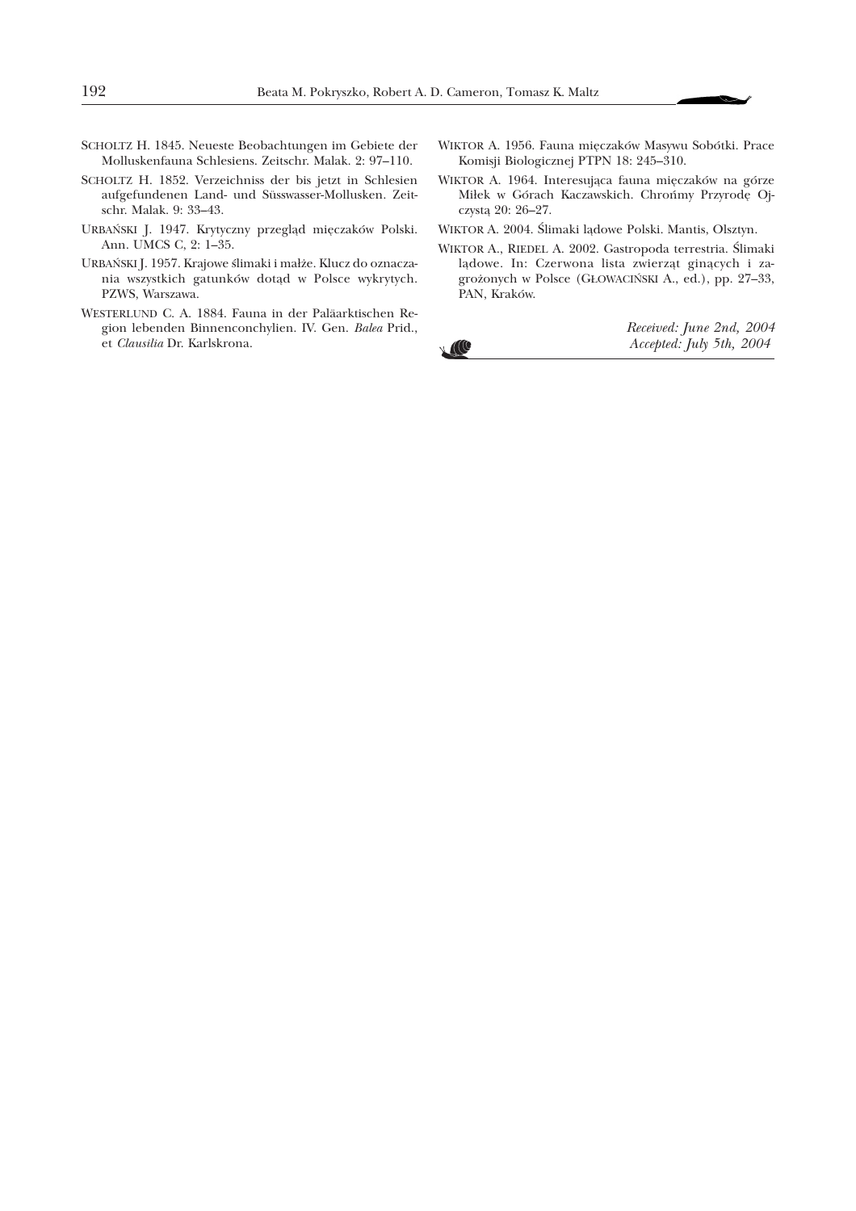SCHOLTZ H. 1845. Neueste Beobachtungen im Gebiete der Molluskenfauna Schlesiens. Zeitschr. Malak. 2: 97–110.

SCHOLTZ H. 1852. Verzeichniss der bis jetzt in Schlesien aufgefundenen Land- und Süsswasser-Mollusken. Zeitschr. Malak. 9: 33–43.

URBAŃSKI J. 1947. Krytyczny przegląd mięczaków Polski. Ann. UMCS C, 2: 1–35.

URBAŃSKI J. 1957. Krajowe ślimaki i małże. Klucz do oznaczania wszystkich gatunków dotąd w Polsce wykrytych. PZWS, Warszawa.

WESTERLUND C. A. 1884. Fauna in der Paläarktischen Region lebenden Binnenconchylien. IV. Gen. *Balea* Prid., et *Clausilia* Dr. Karlskrona.

WIKTOR A. 1956. Fauna mięczaków Masywu Sobótki. Prace Komisji Biologicznej PTPN 18: 245–310.

WIKTOR A. 1964. Interesująca fauna mięczaków na górze Miłek w Górach Kaczawskich. Chrońmy Przyrodę Ojczystą 20: 26–27.

WIKTOR A. 2004. Ślimaki lądowe Polski. Mantis, Olsztyn.

WIKTOR A., RIEDEL A. 2002. Gastropoda terrestria. Ślimaki lądowe. In: Czerwona lista zwierząt ginących i zagrożonych w Polsce (GŁOWACIŃSKI A., ed.), pp. 27–33, PAN, Kraków.

*Received: June 2nd, 2004*
*Accepted: July 5th, 2004*